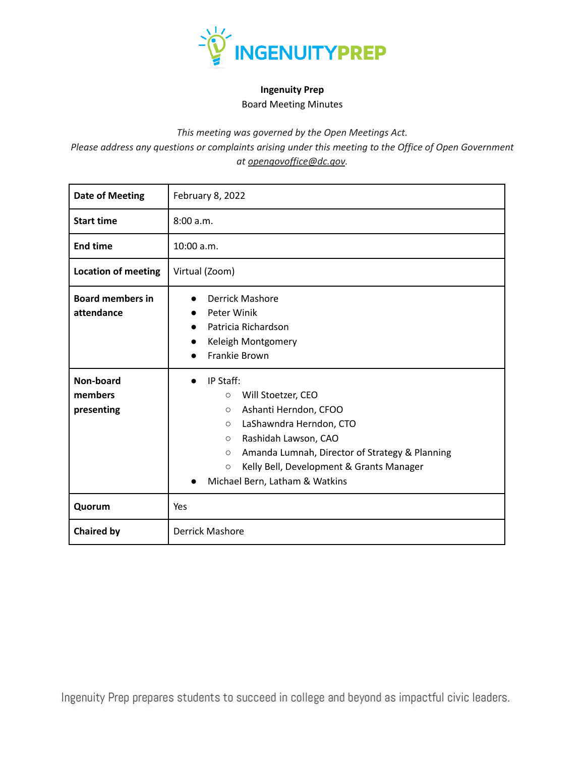**Ingenuity Prep**

Board Meeting Minutes

*This meeting was governed by the Open Meetings Act.*
*Please address any questions or complaints arising under this meeting to the Office of Open Government at [opengovoffice@dc.gov](mailto:opengovoffice@dc.gov).*

| | |
|---|---|
| **Date of Meeting** | February 8, 2022 |
| **Start time** | 8:00 a.m. |
| **End time** | 10:00 a.m. |
| **Location of meeting** | Virtual (Zoom) |
| **Board members in attendance** | • Derrick Mashore<br>• Peter Winik<br>• Patricia Richardson<br>• Keleigh Montgomery<br>• Frankie Brown |
| **Non-board members presenting** | • IP Staff:<br>  ○ Will Stoetzer, CEO<br>  ○ Ashanti Herndon, CFOO<br>  ○ LaShawndra Herndon, CTO<br>  ○ Rashidah Lawson, CAO<br>  ○ Amanda Lumnah, Director of Strategy & Planning<br>  ○ Kelly Bell, Development & Grants Manager<br>• Michael Bern, Latham & Watkins |
| **Quorum** | Yes |
| **Chaired by** | Derrick Mashore |

Ingenuity Prep prepares students to succeed in college and beyond as impactful civic leaders.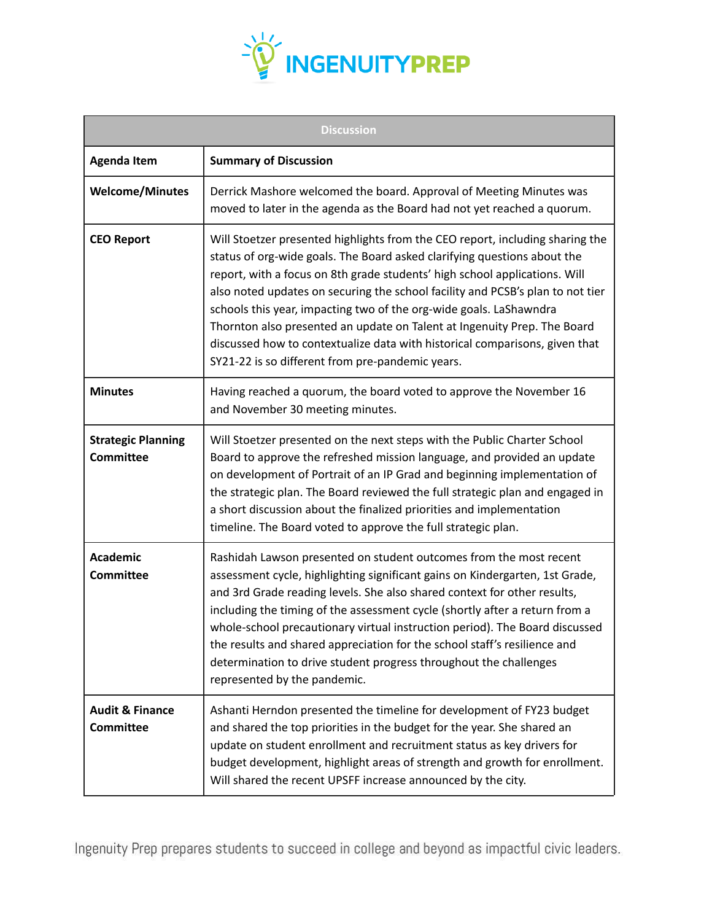| Discussion | |
|---|---|
| **Agenda Item** | **Summary of Discussion** |
| **Welcome/Minutes** | Derrick Mashore welcomed the board. Approval of Meeting Minutes was moved to later in the agenda as the Board had not yet reached a quorum. |
| **CEO Report** | Will Stoetzer presented highlights from the CEO report, including sharing the status of org-wide goals. The Board asked clarifying questions about the report, with a focus on 8th grade students' high school applications. Will also noted updates on securing the school facility and PCSB's plan to not tier schools this year, impacting two of the org-wide goals. LaShawndra Thornton also presented an update on Talent at Ingenuity Prep. The Board discussed how to contextualize data with historical comparisons, given that SY21-22 is so different from pre-pandemic years. |
| **Minutes** | Having reached a quorum, the board voted to approve the November 16 and November 30 meeting minutes. |
| **Strategic Planning Committee** | Will Stoetzer presented on the next steps with the Public Charter School Board to approve the refreshed mission language, and provided an update on development of Portrait of an IP Grad and beginning implementation of the strategic plan. The Board reviewed the full strategic plan and engaged in a short discussion about the finalized priorities and implementation timeline. The Board voted to approve the full strategic plan. |
| **Academic Committee** | Rashidah Lawson presented on student outcomes from the most recent assessment cycle, highlighting significant gains on Kindergarten, 1st Grade, and 3rd Grade reading levels. She also shared context for other results, including the timing of the assessment cycle (shortly after a return from a whole-school precautionary virtual instruction period). The Board discussed the results and shared appreciation for the school staff's resilience and determination to drive student progress throughout the challenges represented by the pandemic. |
| **Audit & Finance Committee** | Ashanti Herndon presented the timeline for development of FY23 budget and shared the top priorities in the budget for the year. She shared an update on student enrollment and recruitment status as key drivers for budget development, highlight areas of strength and growth for enrollment. Will shared the recent UPSFF increase announced by the city. |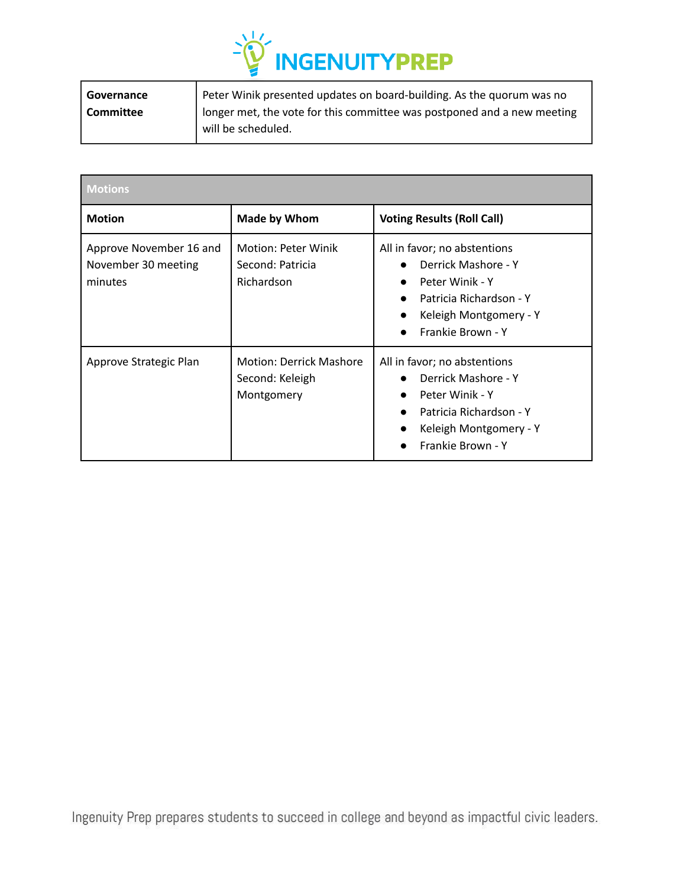| | |
|---|---|
| **Governance Committee** | Peter Winik presented updates on board-building. As the quorum was no longer met, the vote for this committee was postponed and a new meeting will be scheduled. |

| **Motions** | | |
|---|---|---|
| **Motion** | **Made by Whom** | **Voting Results (Roll Call)** |
| Approve November 16 and November 30 meeting minutes | Motion: Peter Winik<br>Second: Patricia Richardson | All in favor; no abstentions<br>● Derrick Mashore - Y<br>● Peter Winik - Y<br>● Patricia Richardson - Y<br>● Keleigh Montgomery - Y<br>● Frankie Brown - Y |
| Approve Strategic Plan | Motion: Derrick Mashore<br>Second: Keleigh Montgomery | All in favor; no abstentions<br>● Derrick Mashore - Y<br>● Peter Winik - Y<br>● Patricia Richardson - Y<br>● Keleigh Montgomery - Y<br>● Frankie Brown - Y |